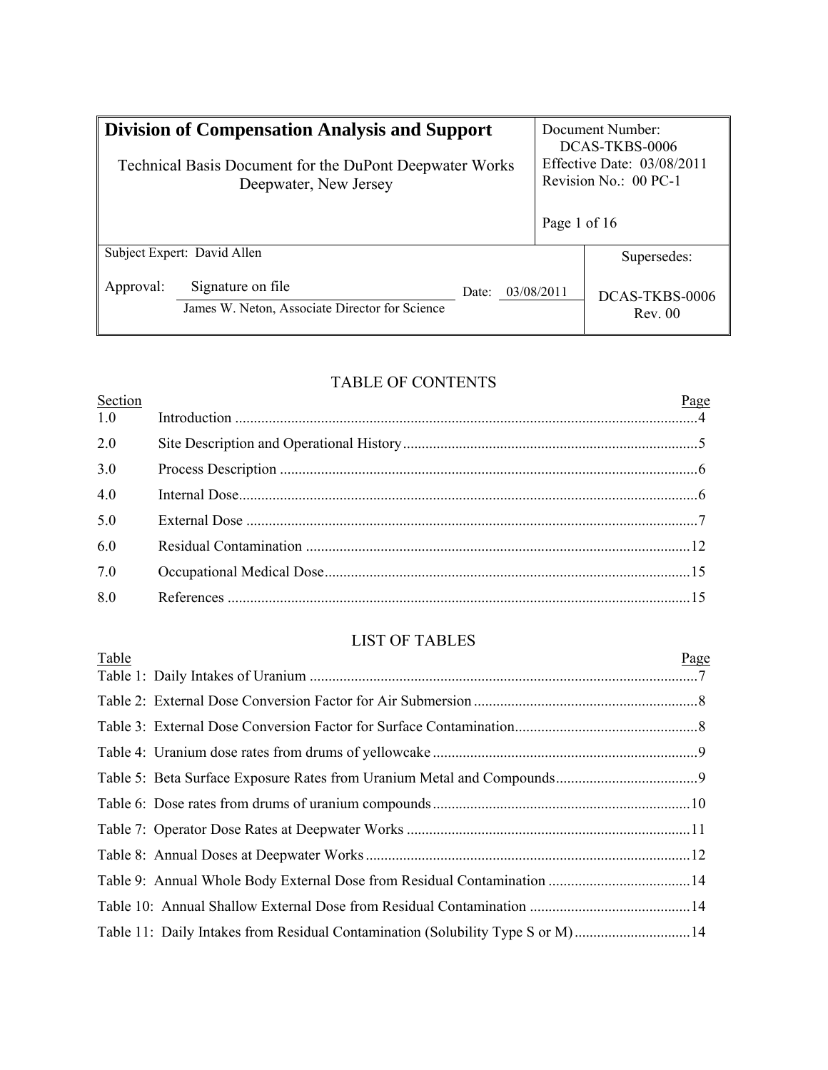| **Division of Compensation Analysis and Support** Technical Basis Document for the DuPont Deepwater Works Deepwater, New Jersey | | Document Number: DCAS-TKBS-0006 Effective Date: 03/08/2011 Revision No.: 00 PC-1 Page 1 of 16 |
|---|---|---|
| Subject Expert: David Allen | | Supersedes: |
| Approval: Signature on file James W. Neton, Associate Director for Science | Date: 03/08/2011 | DCAS-TKBS-0006 Rev. 00 |

## TABLE OF CONTENTS

| Section | | Page |
|---|---|---|
| 1.0 | Introduction | 4 |
| 2.0 | Site Description and Operational History | 5 |
| 3.0 | Process Description | 6 |
| 4.0 | Internal Dose | 6 |
| 5.0 | External Dose | 7 |
| 6.0 | Residual Contamination | 12 |
| 7.0 | Occupational Medical Dose | 15 |
| 8.0 | References | 15 |

## LIST OF TABLES

| Table | Page |
|---|---|
| Table 1: Daily Intakes of Uranium | 7 |
| Table 2: External Dose Conversion Factor for Air Submersion | 8 |
| Table 3: External Dose Conversion Factor for Surface Contamination | 8 |
| Table 4: Uranium dose rates from drums of yellowcake | 9 |
| Table 5: Beta Surface Exposure Rates from Uranium Metal and Compounds | 9 |
| Table 6: Dose rates from drums of uranium compounds | 10 |
| Table 7: Operator Dose Rates at Deepwater Works | 11 |
| Table 8: Annual Doses at Deepwater Works | 12 |
| Table 9: Annual Whole Body External Dose from Residual Contamination | 14 |
| Table 10: Annual Shallow External Dose from Residual Contamination | 14 |
| Table 11: Daily Intakes from Residual Contamination (Solubility Type S or M) | 14 |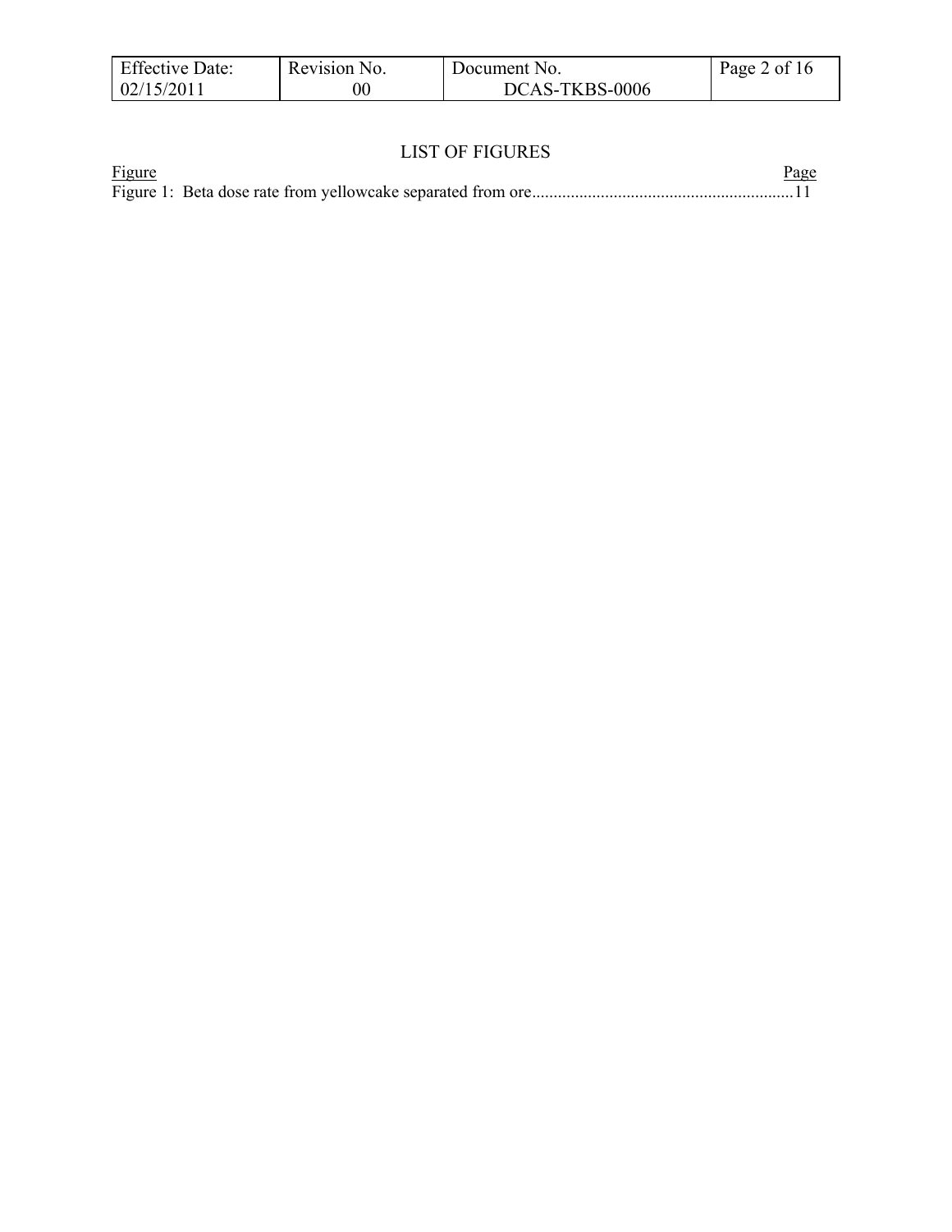# LIST OF FIGURES

| Figure | Page |
|---|---|
| Figure 1: Beta dose rate from yellowcake separated from ore | 11 |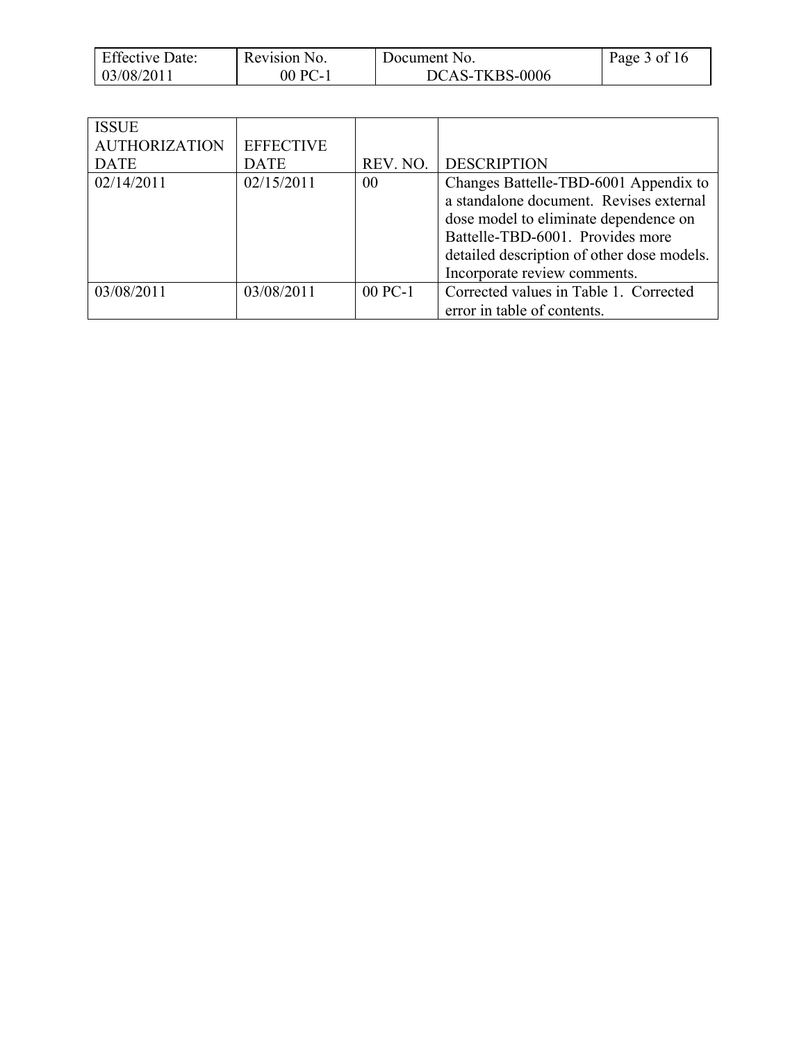| ISSUE AUTHORIZATION DATE | EFFECTIVE DATE | REV. NO. | DESCRIPTION |
|---|---|---|---|
| 02/14/2011 | 02/15/2011 | 00 | Changes Battelle-TBD-6001 Appendix to a standalone document. Revises external dose model to eliminate dependence on Battelle-TBD-6001. Provides more detailed description of other dose models. Incorporate review comments. |
| 03/08/2011 | 03/08/2011 | 00 PC-1 | Corrected values in Table 1. Corrected error in table of contents. |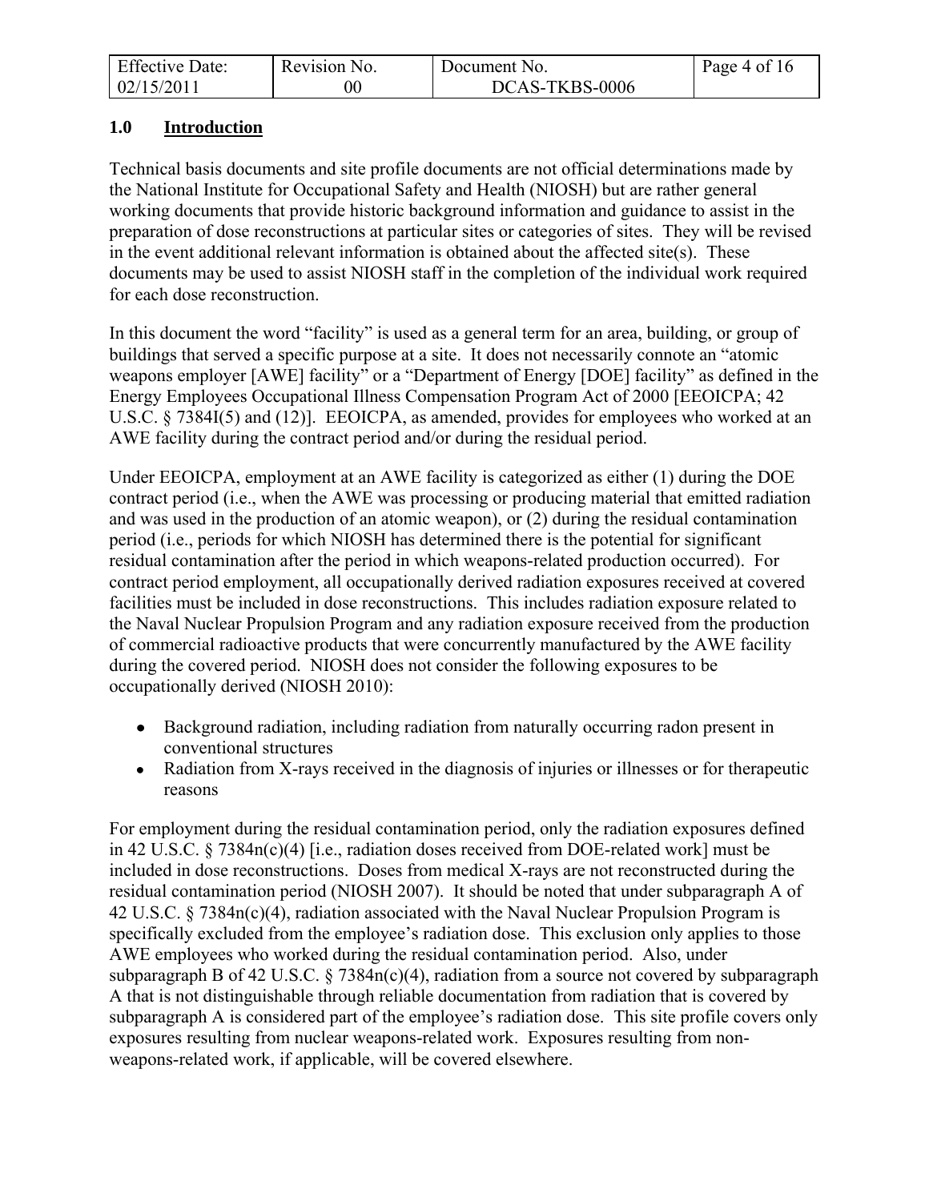## 1.0 Introduction

Technical basis documents and site profile documents are not official determinations made by the National Institute for Occupational Safety and Health (NIOSH) but are rather general working documents that provide historic background information and guidance to assist in the preparation of dose reconstructions at particular sites or categories of sites. They will be revised in the event additional relevant information is obtained about the affected site(s). These documents may be used to assist NIOSH staff in the completion of the individual work required for each dose reconstruction.

In this document the word "facility" is used as a general term for an area, building, or group of buildings that served a specific purpose at a site. It does not necessarily connote an "atomic weapons employer [AWE] facility" or a "Department of Energy [DOE] facility" as defined in the Energy Employees Occupational Illness Compensation Program Act of 2000 [EEOICPA; 42 U.S.C. § 7384I(5) and (12)]. EEOICPA, as amended, provides for employees who worked at an AWE facility during the contract period and/or during the residual period.

Under EEOICPA, employment at an AWE facility is categorized as either (1) during the DOE contract period (i.e., when the AWE was processing or producing material that emitted radiation and was used in the production of an atomic weapon), or (2) during the residual contamination period (i.e., periods for which NIOSH has determined there is the potential for significant residual contamination after the period in which weapons-related production occurred). For contract period employment, all occupationally derived radiation exposures received at covered facilities must be included in dose reconstructions. This includes radiation exposure related to the Naval Nuclear Propulsion Program and any radiation exposure received from the production of commercial radioactive products that were concurrently manufactured by the AWE facility during the covered period. NIOSH does not consider the following exposures to be occupationally derived (NIOSH 2010):

- Background radiation, including radiation from naturally occurring radon present in conventional structures
- Radiation from X-rays received in the diagnosis of injuries or illnesses or for therapeutic reasons

For employment during the residual contamination period, only the radiation exposures defined in 42 U.S.C. § 7384n(c)(4) [i.e., radiation doses received from DOE-related work] must be included in dose reconstructions. Doses from medical X-rays are not reconstructed during the residual contamination period (NIOSH 2007). It should be noted that under subparagraph A of 42 U.S.C. § 7384n(c)(4), radiation associated with the Naval Nuclear Propulsion Program is specifically excluded from the employee's radiation dose. This exclusion only applies to those AWE employees who worked during the residual contamination period. Also, under subparagraph B of 42 U.S.C. § 7384n(c)(4), radiation from a source not covered by subparagraph A that is not distinguishable through reliable documentation from radiation that is covered by subparagraph A is considered part of the employee's radiation dose. This site profile covers only exposures resulting from nuclear weapons-related work. Exposures resulting from non-weapons-related work, if applicable, will be covered elsewhere.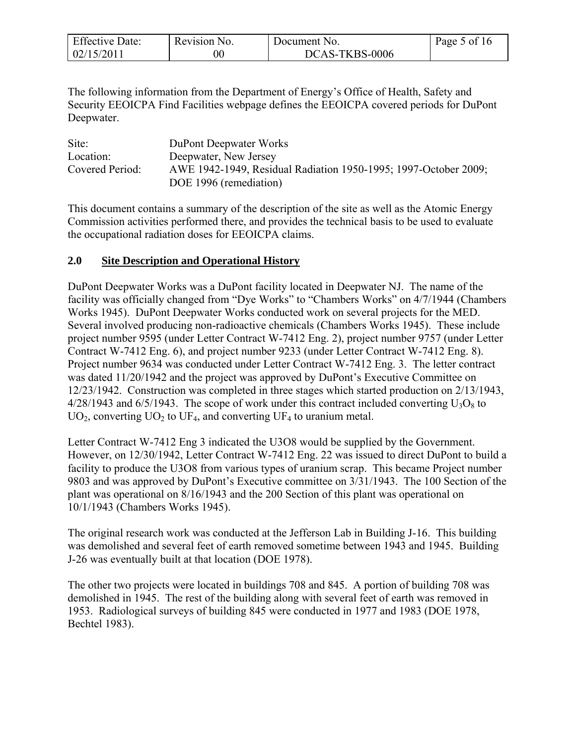The following information from the Department of Energy's Office of Health, Safety and Security EEOICPA Find Facilities webpage defines the EEOICPA covered periods for DuPont Deepwater.

| | |
|---|---|
| Site: | DuPont Deepwater Works |
| Location: | Deepwater, New Jersey |
| Covered Period: | AWE 1942-1949, Residual Radiation 1950-1995; 1997-October 2009; DOE 1996 (remediation) |

This document contains a summary of the description of the site as well as the Atomic Energy Commission activities performed there, and provides the technical basis to be used to evaluate the occupational radiation doses for EEOICPA claims.

## 2.0 Site Description and Operational History

DuPont Deepwater Works was a DuPont facility located in Deepwater NJ. The name of the facility was officially changed from "Dye Works" to "Chambers Works" on 4/7/1944 (Chambers Works 1945). DuPont Deepwater Works conducted work on several projects for the MED. Several involved producing non-radioactive chemicals (Chambers Works 1945). These include project number 9595 (under Letter Contract W-7412 Eng. 2), project number 9757 (under Letter Contract W-7412 Eng. 6), and project number 9233 (under Letter Contract W-7412 Eng. 8). Project number 9634 was conducted under Letter Contract W-7412 Eng. 3. The letter contract was dated 11/20/1942 and the project was approved by DuPont's Executive Committee on 12/23/1942. Construction was completed in three stages which started production on 2/13/1943, 4/28/1943 and 6/5/1943. The scope of work under this contract included converting $U_3O_8$ to $UO_2$, converting $UO_2$ to $UF_4$, and converting $UF_4$ to uranium metal.

Letter Contract W-7412 Eng 3 indicated the U3O8 would be supplied by the Government. However, on 12/30/1942, Letter Contract W-7412 Eng. 22 was issued to direct DuPont to build a facility to produce the U3O8 from various types of uranium scrap. This became Project number 9803 and was approved by DuPont's Executive committee on 3/31/1943. The 100 Section of the plant was operational on 8/16/1943 and the 200 Section of this plant was operational on 10/1/1943 (Chambers Works 1945).

The original research work was conducted at the Jefferson Lab in Building J-16. This building was demolished and several feet of earth removed sometime between 1943 and 1945. Building J-26 was eventually built at that location (DOE 1978).

The other two projects were located in buildings 708 and 845. A portion of building 708 was demolished in 1945. The rest of the building along with several feet of earth was removed in 1953. Radiological surveys of building 845 were conducted in 1977 and 1983 (DOE 1978, Bechtel 1983).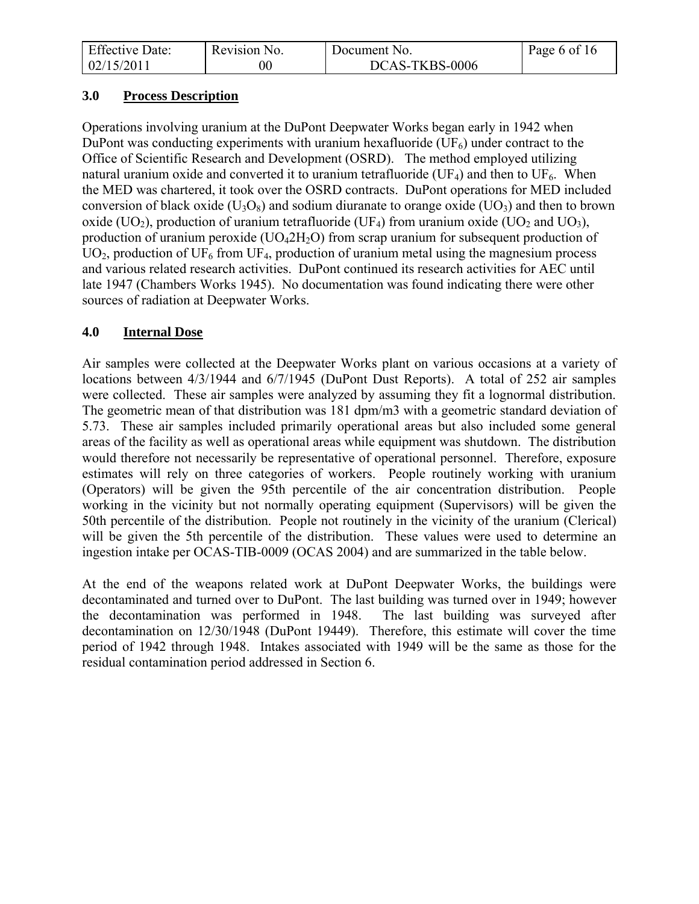## 3.0 Process Description

Operations involving uranium at the DuPont Deepwater Works began early in 1942 when DuPont was conducting experiments with uranium hexafluoride ($UF_6$) under contract to the Office of Scientific Research and Development (OSRD). The method employed utilizing natural uranium oxide and converted it to uranium tetrafluoride ($UF_4$) and then to $UF_6$. When the MED was chartered, it took over the OSRD contracts. DuPont operations for MED included conversion of black oxide ($U_3O_8$) and sodium diuranate to orange oxide ($UO_3$) and then to brown oxide ($UO_2$), production of uranium tetrafluoride ($UF_4$) from uranium oxide ($UO_2$ and $UO_3$), production of uranium peroxide ($UO_4 2H_2O$) from scrap uranium for subsequent production of $UO_2$, production of $UF_6$ from $UF_4$, production of uranium metal using the magnesium process and various related research activities. DuPont continued its research activities for AEC until late 1947 (Chambers Works 1945). No documentation was found indicating there were other sources of radiation at Deepwater Works.

## 4.0 Internal Dose

Air samples were collected at the Deepwater Works plant on various occasions at a variety of locations between 4/3/1944 and 6/7/1945 (DuPont Dust Reports). A total of 252 air samples were collected. These air samples were analyzed by assuming they fit a lognormal distribution. The geometric mean of that distribution was 181 dpm/m3 with a geometric standard deviation of 5.73. These air samples included primarily operational areas but also included some general areas of the facility as well as operational areas while equipment was shutdown. The distribution would therefore not necessarily be representative of operational personnel. Therefore, exposure estimates will rely on three categories of workers. People routinely working with uranium (Operators) will be given the 95th percentile of the air concentration distribution. People working in the vicinity but not normally operating equipment (Supervisors) will be given the 50th percentile of the distribution. People not routinely in the vicinity of the uranium (Clerical) will be given the 5th percentile of the distribution. These values were used to determine an ingestion intake per OCAS-TIB-0009 (OCAS 2004) and are summarized in the table below.

At the end of the weapons related work at DuPont Deepwater Works, the buildings were decontaminated and turned over to DuPont. The last building was turned over in 1949; however the decontamination was performed in 1948. The last building was surveyed after decontamination on 12/30/1948 (DuPont 19449). Therefore, this estimate will cover the time period of 1942 through 1948. Intakes associated with 1949 will be the same as those for the residual contamination period addressed in Section 6.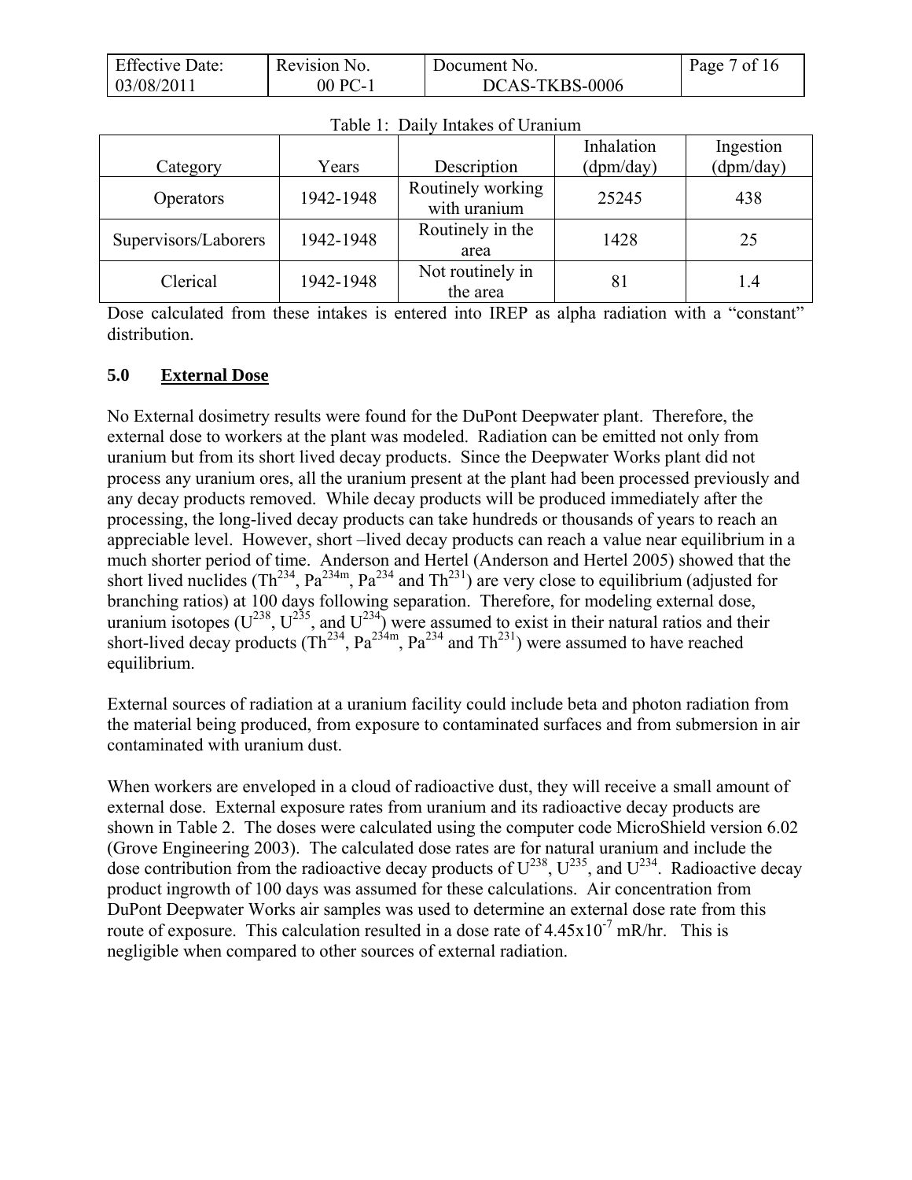Table 1: Daily Intakes of Uranium

| Category | Years | Description | Inhalation (dpm/day) | Ingestion (dpm/day) |
|---|---|---|---|---|
| Operators | 1942-1948 | Routinely working with uranium | 25245 | 438 |
| Supervisors/Laborers | 1942-1948 | Routinely in the area | 1428 | 25 |
| Clerical | 1942-1948 | Not routinely in the area | 81 | 1.4 |

Dose calculated from these intakes is entered into IREP as alpha radiation with a "constant" distribution.

## 5.0 External Dose

No External dosimetry results were found for the DuPont Deepwater plant. Therefore, the external dose to workers at the plant was modeled. Radiation can be emitted not only from uranium but from its short lived decay products. Since the Deepwater Works plant did not process any uranium ores, all the uranium present at the plant had been processed previously and any decay products removed. While decay products will be produced immediately after the processing, the long-lived decay products can take hundreds or thousands of years to reach an appreciable level. However, short –lived decay products can reach a value near equilibrium in a much shorter period of time. Anderson and Hertel (Anderson and Hertel 2005) showed that the short lived nuclides ($Th^{234}$, $Pa^{234m}$, $Pa^{234}$ and $Th^{231}$) are very close to equilibrium (adjusted for branching ratios) at 100 days following separation. Therefore, for modeling external dose, uranium isotopes ($U^{238}$, $U^{235}$, and $U^{234}$) were assumed to exist in their natural ratios and their short-lived decay products ($Th^{234}$, $Pa^{234m}$, $Pa^{234}$ and $Th^{231}$) were assumed to have reached equilibrium.

External sources of radiation at a uranium facility could include beta and photon radiation from the material being produced, from exposure to contaminated surfaces and from submersion in air contaminated with uranium dust.

When workers are enveloped in a cloud of radioactive dust, they will receive a small amount of external dose. External exposure rates from uranium and its radioactive decay products are shown in Table 2. The doses were calculated using the computer code MicroShield version 6.02 (Grove Engineering 2003). The calculated dose rates are for natural uranium and include the dose contribution from the radioactive decay products of $U^{238}$, $U^{235}$, and $U^{234}$. Radioactive decay product ingrowth of 100 days was assumed for these calculations. Air concentration from DuPont Deepwater Works air samples was used to determine an external dose rate from this route of exposure. This calculation resulted in a dose rate of $4.45 \times 10^{-7}$ mR/hr. This is negligible when compared to other sources of external radiation.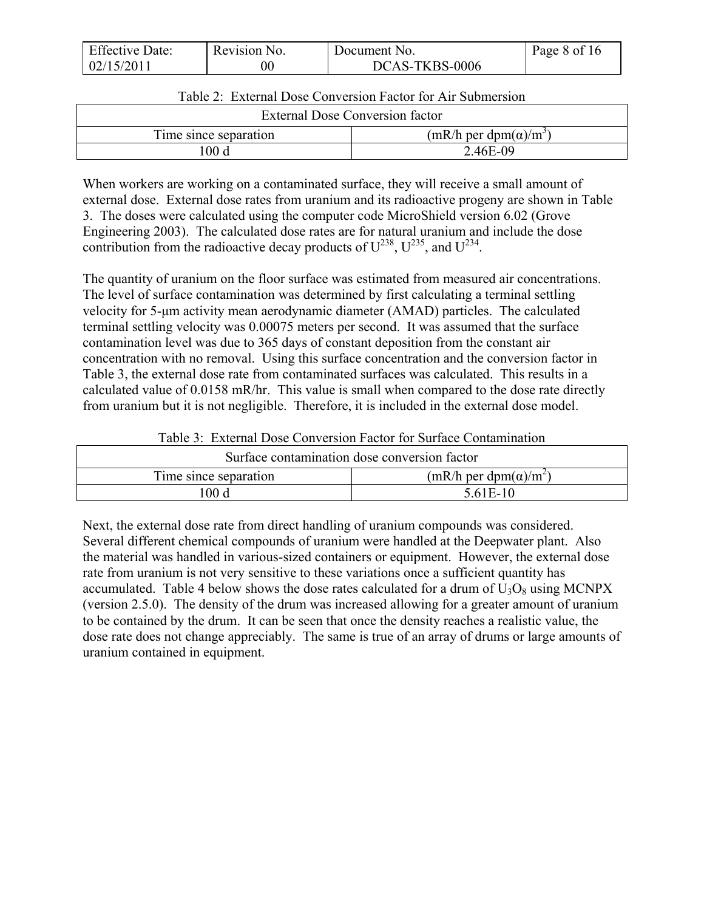Table 2: External Dose Conversion Factor for Air Submersion

| External Dose Conversion factor | |
|---|---|
| Time since separation | (mR/h per dpm(α)/m$^3$) |
| 100 d | 2.46E-09 |

When workers are working on a contaminated surface, they will receive a small amount of external dose. External dose rates from uranium and its radioactive progeny are shown in Table 3. The doses were calculated using the computer code MicroShield version 6.02 (Grove Engineering 2003). The calculated dose rates are for natural uranium and include the dose contribution from the radioactive decay products of $U^{238}$, $U^{235}$, and $U^{234}$.

The quantity of uranium on the floor surface was estimated from measured air concentrations. The level of surface contamination was determined by first calculating a terminal settling velocity for 5-μm activity mean aerodynamic diameter (AMAD) particles. The calculated terminal settling velocity was 0.00075 meters per second. It was assumed that the surface contamination level was due to 365 days of constant deposition from the constant air concentration with no removal. Using this surface concentration and the conversion factor in Table 3, the external dose rate from contaminated surfaces was calculated. This results in a calculated value of 0.0158 mR/hr. This value is small when compared to the dose rate directly from uranium but it is not negligible. Therefore, it is included in the external dose model.

Table 3: External Dose Conversion Factor for Surface Contamination

| Surface contamination dose conversion factor | |
|---|---|
| Time since separation | (mR/h per dpm(α)/m$^2$) |
| 100 d | 5.61E-10 |

Next, the external dose rate from direct handling of uranium compounds was considered. Several different chemical compounds of uranium were handled at the Deepwater plant. Also the material was handled in various-sized containers or equipment. However, the external dose rate from uranium is not very sensitive to these variations once a sufficient quantity has accumulated. Table 4 below shows the dose rates calculated for a drum of $U_3O_8$ using MCNPX (version 2.5.0). The density of the drum was increased allowing for a greater amount of uranium to be contained by the drum. It can be seen that once the density reaches a realistic value, the dose rate does not change appreciably. The same is true of an array of drums or large amounts of uranium contained in equipment.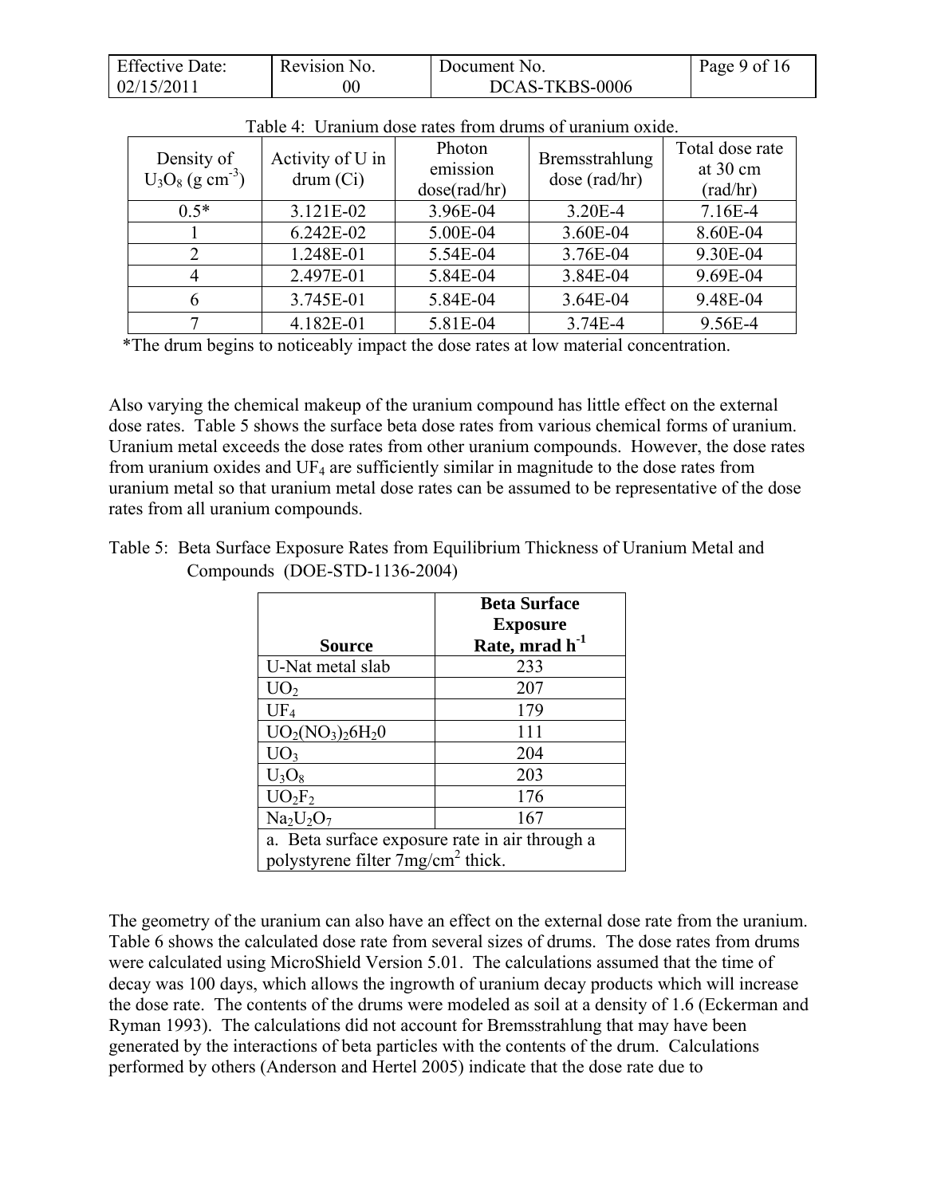Table 4: Uranium dose rates from drums of uranium oxide.

| Density of $U_3O_8$ (g cm$^{-3}$) | Activity of U in drum (Ci) | Photon emission dose(rad/hr) | Bremsstrahlung dose (rad/hr) | Total dose rate at 30 cm (rad/hr) |
|---|---|---|---|---|
| 0.5* | 3.121E-02 | 3.96E-04 | 3.20E-4 | 7.16E-4 |
| 1 | 6.242E-02 | 5.00E-04 | 3.60E-04 | 8.60E-04 |
| 2 | 1.248E-01 | 5.54E-04 | 3.76E-04 | 9.30E-04 |
| 4 | 2.497E-01 | 5.84E-04 | 3.84E-04 | 9.69E-04 |
| 6 | 3.745E-01 | 5.84E-04 | 3.64E-04 | 9.48E-04 |
| 7 | 4.182E-01 | 5.81E-04 | 3.74E-4 | 9.56E-4 |

*The drum begins to noticeably impact the dose rates at low material concentration.

Also varying the chemical makeup of the uranium compound has little effect on the external dose rates. Table 5 shows the surface beta dose rates from various chemical forms of uranium. Uranium metal exceeds the dose rates from other uranium compounds. However, the dose rates from uranium oxides and $UF_4$ are sufficiently similar in magnitude to the dose rates from uranium metal so that uranium metal dose rates can be assumed to be representative of the dose rates from all uranium compounds.

Table 5: Beta Surface Exposure Rates from Equilibrium Thickness of Uranium Metal and Compounds (DOE-STD-1136-2004)

| **Source** | **Beta Surface Exposure Rate, mrad h$^{-1}$** |
|---|---|
| U-Nat metal slab | 233 |
| $UO_2$ | 207 |
| $UF_4$ | 179 |
| $UO_2(NO_3)_26H_20$ | 111 |
| $UO_3$ | 204 |
| $U_3O_8$ | 203 |
| $UO_2F_2$ | 176 |
| $Na_2U_2O_7$ | 167 |
| a. Beta surface exposure rate in air through a polystyrene filter 7mg/cm$^2$ thick. | |

The geometry of the uranium can also have an effect on the external dose rate from the uranium. Table 6 shows the calculated dose rate from several sizes of drums. The dose rates from drums were calculated using MicroShield Version 5.01. The calculations assumed that the time of decay was 100 days, which allows the ingrowth of uranium decay products which will increase the dose rate. The contents of the drums were modeled as soil at a density of 1.6 (Eckerman and Ryman 1993). The calculations did not account for Bremsstrahlung that may have been generated by the interactions of beta particles with the contents of the drum. Calculations performed by others (Anderson and Hertel 2005) indicate that the dose rate due to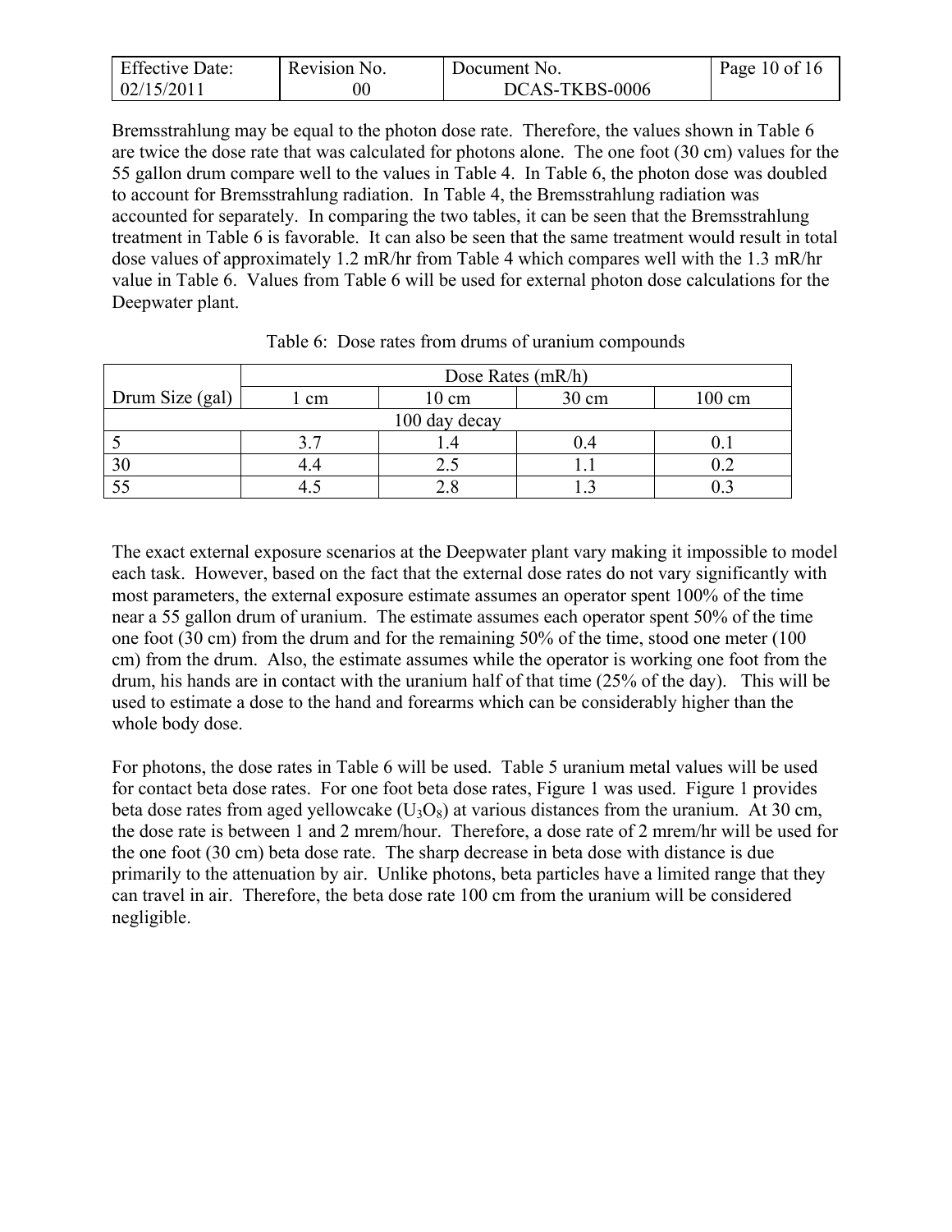Bremsstrahlung may be equal to the photon dose rate. Therefore, the values shown in Table 6 are twice the dose rate that was calculated for photons alone. The one foot (30 cm) values for the 55 gallon drum compare well to the values in Table 4. In Table 6, the photon dose was doubled to account for Bremsstrahlung radiation. In Table 4, the Bremsstrahlung radiation was accounted for separately. In comparing the two tables, it can be seen that the Bremsstrahlung treatment in Table 6 is favorable. It can also be seen that the same treatment would result in total dose values of approximately 1.2 mR/hr from Table 4 which compares well with the 1.3 mR/hr value in Table 6. Values from Table 6 will be used for external photon dose calculations for the Deepwater plant.

Table 6: Dose rates from drums of uranium compounds

| Drum Size (gal) | Dose Rates (mR/h) | | | |
|---|---|---|---|---|
| | 1 cm | 10 cm | 30 cm | 100 cm |
| 100 day decay | | | | |
| 5 | 3.7 | 1.4 | 0.4 | 0.1 |
| 30 | 4.4 | 2.5 | 1.1 | 0.2 |
| 55 | 4.5 | 2.8 | 1.3 | 0.3 |

The exact external exposure scenarios at the Deepwater plant vary making it impossible to model each task. However, based on the fact that the external dose rates do not vary significantly with most parameters, the external exposure estimate assumes an operator spent 100% of the time near a 55 gallon drum of uranium. The estimate assumes each operator spent 50% of the time one foot (30 cm) from the drum and for the remaining 50% of the time, stood one meter (100 cm) from the drum. Also, the estimate assumes while the operator is working one foot from the drum, his hands are in contact with the uranium half of that time (25% of the day). This will be used to estimate a dose to the hand and forearms which can be considerably higher than the whole body dose.

For photons, the dose rates in Table 6 will be used. Table 5 uranium metal values will be used for contact beta dose rates. For one foot beta dose rates, Figure 1 was used. Figure 1 provides beta dose rates from aged yellowcake ($U_3O_8$) at various distances from the uranium. At 30 cm, the dose rate is between 1 and 2 mrem/hour. Therefore, a dose rate of 2 mrem/hr will be used for the one foot (30 cm) beta dose rate. The sharp decrease in beta dose with distance is due primarily to the attenuation by air. Unlike photons, beta particles have a limited range that they can travel in air. Therefore, the beta dose rate 100 cm from the uranium will be considered negligible.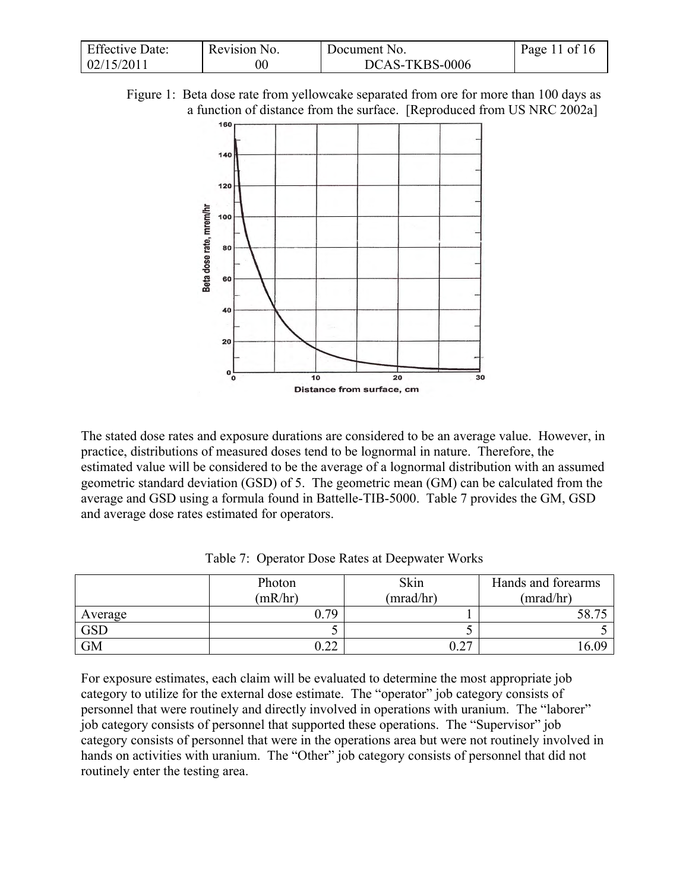Figure 1: Beta dose rate from yellowcake separated from ore for more than 100 days as a function of distance from the surface. [Reproduced from US NRC 2002a]

The stated dose rates and exposure durations are considered to be an average value. However, in practice, distributions of measured doses tend to be lognormal in nature. Therefore, the estimated value will be considered to be the average of a lognormal distribution with an assumed geometric standard deviation (GSD) of 5. The geometric mean (GM) can be calculated from the average and GSD using a formula found in Battelle-TIB-5000. Table 7 provides the GM, GSD and average dose rates estimated for operators.

Table 7: Operator Dose Rates at Deepwater Works

| | Photon (mR/hr) | Skin (mrad/hr) | Hands and forearms (mrad/hr) |
|---|---|---|---|
| Average | 0.79 | 1 | 58.75 |
| GSD | 5 | 5 | 5 |
| GM | 0.22 | 0.27 | 16.09 |

For exposure estimates, each claim will be evaluated to determine the most appropriate job category to utilize for the external dose estimate. The "operator" job category consists of personnel that were routinely and directly involved in operations with uranium. The "laborer" job category consists of personnel that supported these operations. The "Supervisor" job category consists of personnel that were in the operations area but were not routinely involved in hands on activities with uranium. The "Other" job category consists of personnel that did not routinely enter the testing area.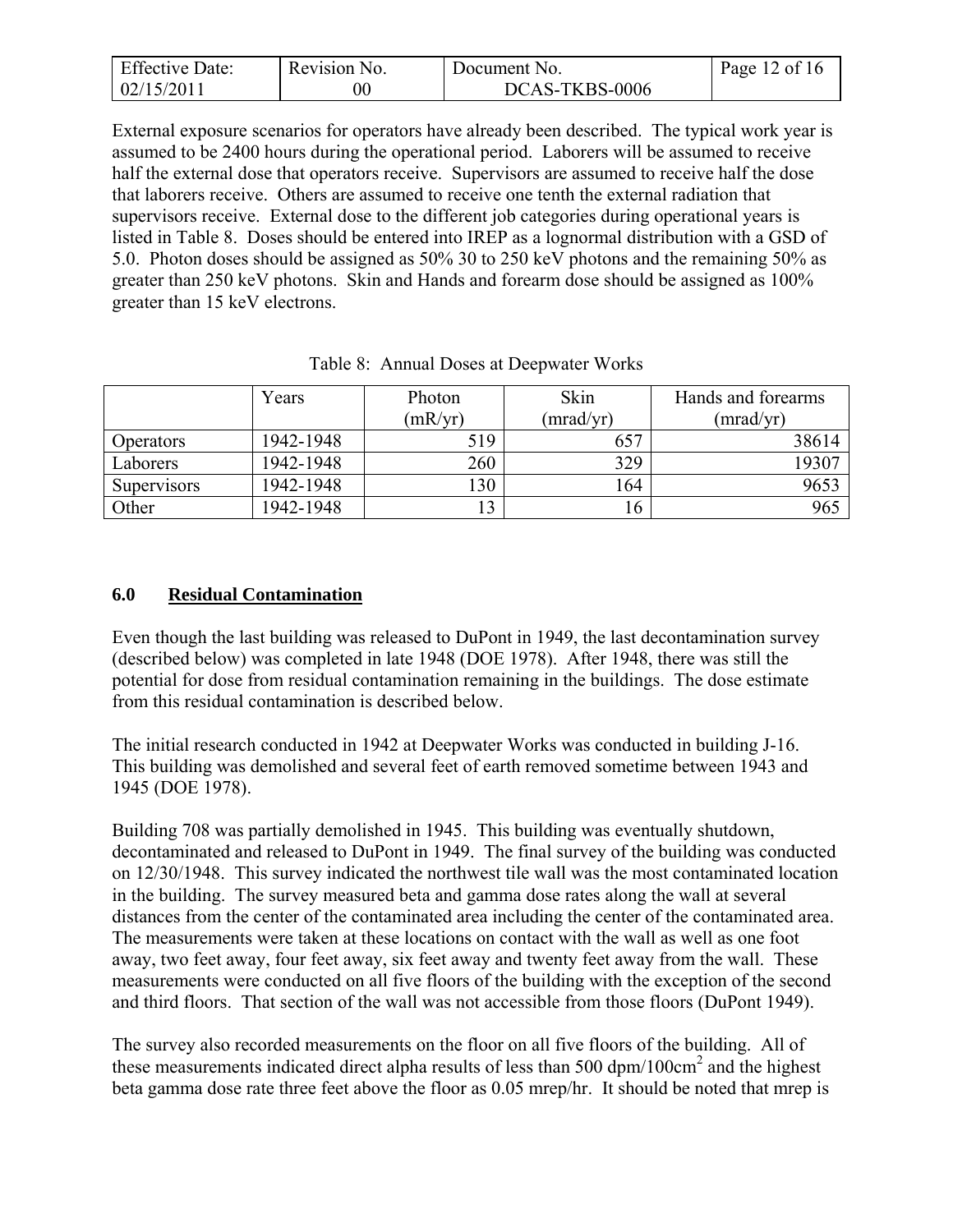External exposure scenarios for operators have already been described. The typical work year is assumed to be 2400 hours during the operational period. Laborers will be assumed to receive half the external dose that operators receive. Supervisors are assumed to receive half the dose that laborers receive. Others are assumed to receive one tenth the external radiation that supervisors receive. External dose to the different job categories during operational years is listed in Table 8. Doses should be entered into IREP as a lognormal distribution with a GSD of 5.0. Photon doses should be assigned as 50% 30 to 250 keV photons and the remaining 50% as greater than 250 keV photons. Skin and Hands and forearm dose should be assigned as 100% greater than 15 keV electrons.

Table 8: Annual Doses at Deepwater Works

| | Years | Photon (mR/yr) | Skin (mrad/yr) | Hands and forearms (mrad/yr) |
|---|---|---|---|---|
| Operators | 1942-1948 | 519 | 657 | 38614 |
| Laborers | 1942-1948 | 260 | 329 | 19307 |
| Supervisors | 1942-1948 | 130 | 164 | 9653 |
| Other | 1942-1948 | 13 | 16 | 965 |

## 6.0 Residual Contamination

Even though the last building was released to DuPont in 1949, the last decontamination survey (described below) was completed in late 1948 (DOE 1978). After 1948, there was still the potential for dose from residual contamination remaining in the buildings. The dose estimate from this residual contamination is described below.

The initial research conducted in 1942 at Deepwater Works was conducted in building J-16. This building was demolished and several feet of earth removed sometime between 1943 and 1945 (DOE 1978).

Building 708 was partially demolished in 1945. This building was eventually shutdown, decontaminated and released to DuPont in 1949. The final survey of the building was conducted on 12/30/1948. This survey indicated the northwest tile wall was the most contaminated location in the building. The survey measured beta and gamma dose rates along the wall at several distances from the center of the contaminated area including the center of the contaminated area. The measurements were taken at these locations on contact with the wall as well as one foot away, two feet away, four feet away, six feet away and twenty feet away from the wall. These measurements were conducted on all five floors of the building with the exception of the second and third floors. That section of the wall was not accessible from those floors (DuPont 1949).

The survey also recorded measurements on the floor on all five floors of the building. All of these measurements indicated direct alpha results of less than 500 dpm/100cm$^2$ and the highest beta gamma dose rate three feet above the floor as 0.05 mrep/hr. It should be noted that mrep is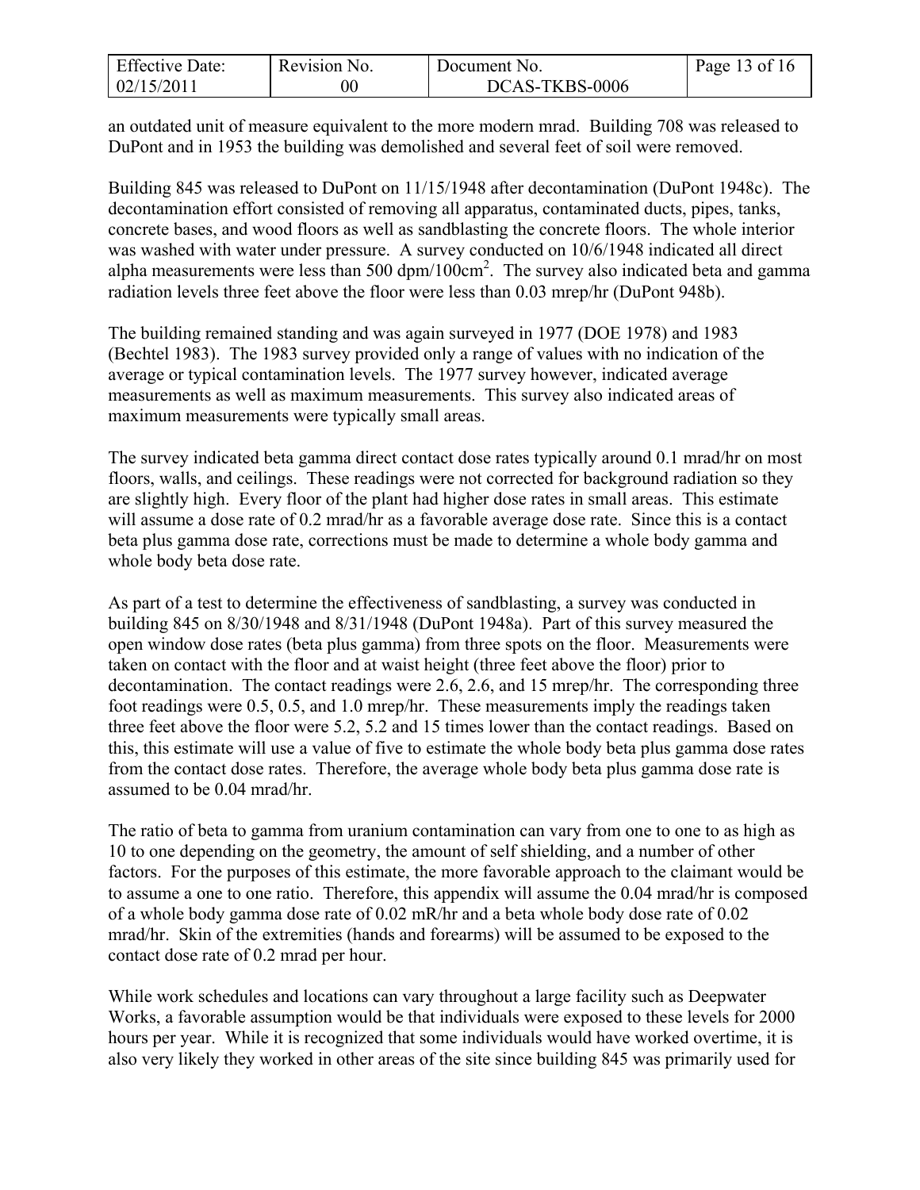an outdated unit of measure equivalent to the more modern mrad. Building 708 was released to DuPont and in 1953 the building was demolished and several feet of soil were removed.

Building 845 was released to DuPont on 11/15/1948 after decontamination (DuPont 1948c). The decontamination effort consisted of removing all apparatus, contaminated ducts, pipes, tanks, concrete bases, and wood floors as well as sandblasting the concrete floors. The whole interior was washed with water under pressure. A survey conducted on 10/6/1948 indicated all direct alpha measurements were less than 500 dpm/100cm$^2$. The survey also indicated beta and gamma radiation levels three feet above the floor were less than 0.03 mrep/hr (DuPont 948b).

The building remained standing and was again surveyed in 1977 (DOE 1978) and 1983 (Bechtel 1983). The 1983 survey provided only a range of values with no indication of the average or typical contamination levels. The 1977 survey however, indicated average measurements as well as maximum measurements. This survey also indicated areas of maximum measurements were typically small areas.

The survey indicated beta gamma direct contact dose rates typically around 0.1 mrad/hr on most floors, walls, and ceilings. These readings were not corrected for background radiation so they are slightly high. Every floor of the plant had higher dose rates in small areas. This estimate will assume a dose rate of 0.2 mrad/hr as a favorable average dose rate. Since this is a contact beta plus gamma dose rate, corrections must be made to determine a whole body gamma and whole body beta dose rate.

As part of a test to determine the effectiveness of sandblasting, a survey was conducted in building 845 on 8/30/1948 and 8/31/1948 (DuPont 1948a). Part of this survey measured the open window dose rates (beta plus gamma) from three spots on the floor. Measurements were taken on contact with the floor and at waist height (three feet above the floor) prior to decontamination. The contact readings were 2.6, 2.6, and 15 mrep/hr. The corresponding three foot readings were 0.5, 0.5, and 1.0 mrep/hr. These measurements imply the readings taken three feet above the floor were 5.2, 5.2 and 15 times lower than the contact readings. Based on this, this estimate will use a value of five to estimate the whole body beta plus gamma dose rates from the contact dose rates. Therefore, the average whole body beta plus gamma dose rate is assumed to be 0.04 mrad/hr.

The ratio of beta to gamma from uranium contamination can vary from one to one to as high as 10 to one depending on the geometry, the amount of self shielding, and a number of other factors. For the purposes of this estimate, the more favorable approach to the claimant would be to assume a one to one ratio. Therefore, this appendix will assume the 0.04 mrad/hr is composed of a whole body gamma dose rate of 0.02 mR/hr and a beta whole body dose rate of 0.02 mrad/hr. Skin of the extremities (hands and forearms) will be assumed to be exposed to the contact dose rate of 0.2 mrad per hour.

While work schedules and locations can vary throughout a large facility such as Deepwater Works, a favorable assumption would be that individuals were exposed to these levels for 2000 hours per year. While it is recognized that some individuals would have worked overtime, it is also very likely they worked in other areas of the site since building 845 was primarily used for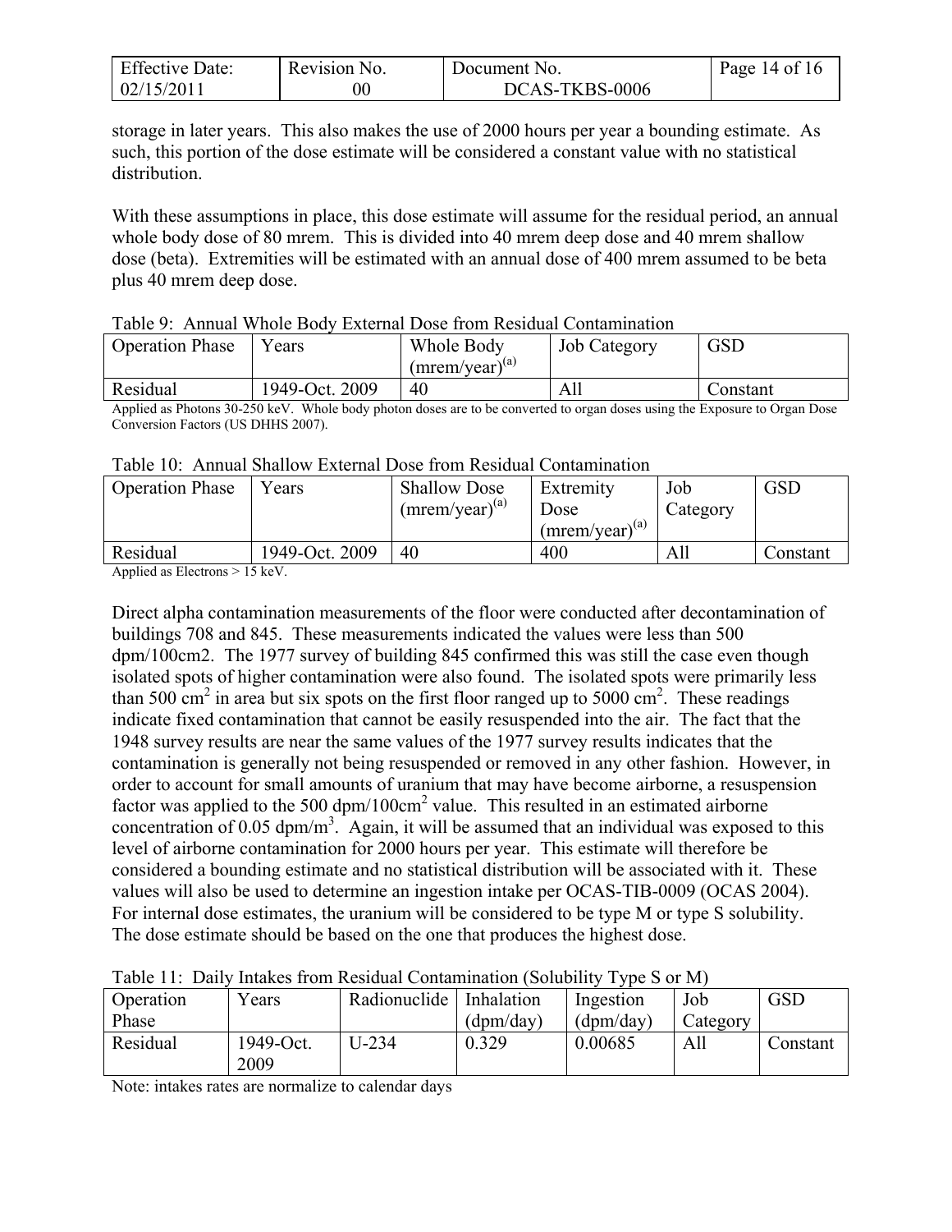storage in later years. This also makes the use of 2000 hours per year a bounding estimate. As such, this portion of the dose estimate will be considered a constant value with no statistical distribution.

With these assumptions in place, this dose estimate will assume for the residual period, an annual whole body dose of 80 mrem. This is divided into 40 mrem deep dose and 40 mrem shallow dose (beta). Extremities will be estimated with an annual dose of 400 mrem assumed to be beta plus 40 mrem deep dose.

Table 9: Annual Whole Body External Dose from Residual Contamination

| Operation Phase | Years | Whole Body (mrem/year)[(a)] | Job Category | GSD |
|---|---|---|---|---|
| Residual | 1949-Oct. 2009 | 40 | All | Constant |

Applied as Photons 30-250 keV. Whole body photon doses are to be converted to organ doses using the Exposure to Organ Dose Conversion Factors (US DHHS 2007).

Table 10: Annual Shallow External Dose from Residual Contamination

| Operation Phase | Years | Shallow Dose (mrem/year)[(a)] | Extremity Dose (mrem/year)[(a)] | Job Category | GSD |
|---|---|---|---|---|---|
| Residual | 1949-Oct. 2009 | 40 | 400 | All | Constant |

Applied as Electrons > 15 keV.

Direct alpha contamination measurements of the floor were conducted after decontamination of buildings 708 and 845. These measurements indicated the values were less than 500 dpm/100cm2. The 1977 survey of building 845 confirmed this was still the case even though isolated spots of higher contamination were also found. The isolated spots were primarily less than 500 $cm^2$ in area but six spots on the first floor ranged up to 5000 $cm^2$. These readings indicate fixed contamination that cannot be easily resuspended into the air. The fact that the 1948 survey results are near the same values of the 1977 survey results indicates that the contamination is generally not being resuspended or removed in any other fashion. However, in order to account for small amounts of uranium that may have become airborne, a resuspension factor was applied to the 500 dpm/100$cm^2$ value. This resulted in an estimated airborne concentration of 0.05 dpm/$m^3$. Again, it will be assumed that an individual was exposed to this level of airborne contamination for 2000 hours per year. This estimate will therefore be considered a bounding estimate and no statistical distribution will be associated with it. These values will also be used to determine an ingestion intake per OCAS-TIB-0009 (OCAS 2004). For internal dose estimates, the uranium will be considered to be type M or type S solubility. The dose estimate should be based on the one that produces the highest dose.

Table 11: Daily Intakes from Residual Contamination (Solubility Type S or M)

| Operation Phase | Years | Radionuclide | Inhalation (dpm/day) | Ingestion (dpm/day) | Job Category | GSD |
|---|---|---|---|---|---|---|
| Residual | 1949-Oct. 2009 | U-234 | 0.329 | 0.00685 | All | Constant |

Note: intakes rates are normalize to calendar days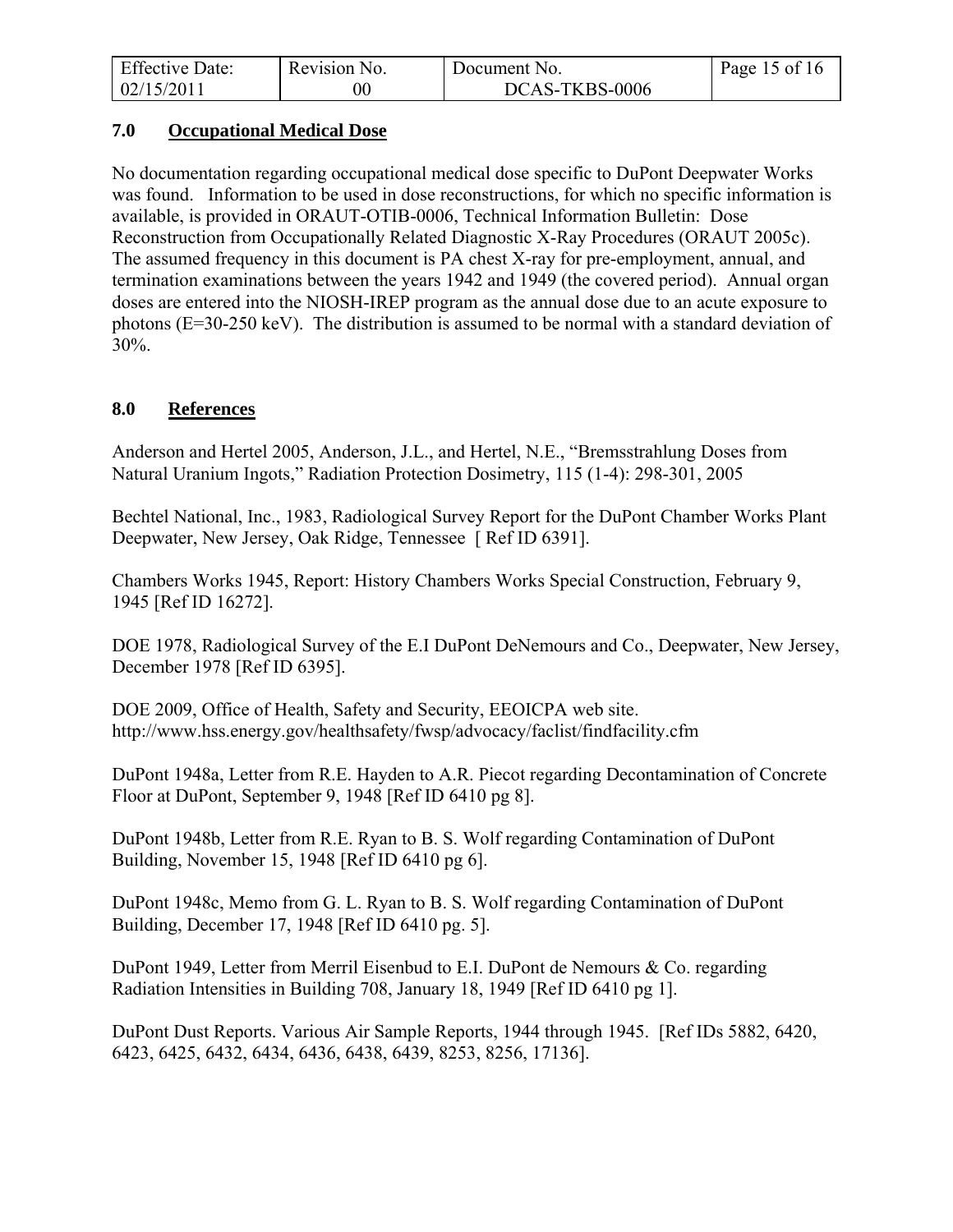## 7.0 Occupational Medical Dose

No documentation regarding occupational medical dose specific to DuPont Deepwater Works was found. Information to be used in dose reconstructions, for which no specific information is available, is provided in ORAUT-OTIB-0006, Technical Information Bulletin: Dose Reconstruction from Occupationally Related Diagnostic X-Ray Procedures (ORAUT 2005c). The assumed frequency in this document is PA chest X-ray for pre-employment, annual, and termination examinations between the years 1942 and 1949 (the covered period). Annual organ doses are entered into the NIOSH-IREP program as the annual dose due to an acute exposure to photons (E=30-250 keV). The distribution is assumed to be normal with a standard deviation of 30%.

## 8.0 References

Anderson and Hertel 2005, Anderson, J.L., and Hertel, N.E., "Bremsstrahlung Doses from Natural Uranium Ingots," Radiation Protection Dosimetry, 115 (1-4): 298-301, 2005

Bechtel National, Inc., 1983, Radiological Survey Report for the DuPont Chamber Works Plant Deepwater, New Jersey, Oak Ridge, Tennessee [ Ref ID 6391].

Chambers Works 1945, Report: History Chambers Works Special Construction, February 9, 1945 [Ref ID 16272].

DOE 1978, Radiological Survey of the E.I DuPont DeNemours and Co., Deepwater, New Jersey, December 1978 [Ref ID 6395].

DOE 2009, Office of Health, Safety and Security, EEOICPA web site. http://www.hss.energy.gov/healthsafety/fwsp/advocacy/faclist/findfacility.cfm

DuPont 1948a, Letter from R.E. Hayden to A.R. Piecot regarding Decontamination of Concrete Floor at DuPont, September 9, 1948 [Ref ID 6410 pg 8].

DuPont 1948b, Letter from R.E. Ryan to B. S. Wolf regarding Contamination of DuPont Building, November 15, 1948 [Ref ID 6410 pg 6].

DuPont 1948c, Memo from G. L. Ryan to B. S. Wolf regarding Contamination of DuPont Building, December 17, 1948 [Ref ID 6410 pg. 5].

DuPont 1949, Letter from Merril Eisenbud to E.I. DuPont de Nemours & Co. regarding Radiation Intensities in Building 708, January 18, 1949 [Ref ID 6410 pg 1].

DuPont Dust Reports. Various Air Sample Reports, 1944 through 1945. [Ref IDs 5882, 6420, 6423, 6425, 6432, 6434, 6436, 6438, 6439, 8253, 8256, 17136].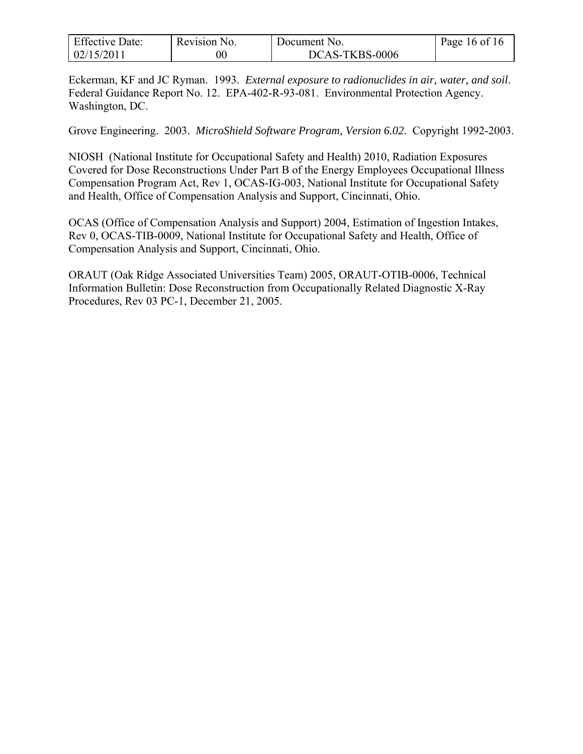Eckerman, KF and JC Ryman. 1993. *External exposure to radionuclides in air, water, and soil*. Federal Guidance Report No. 12. EPA-402-R-93-081. Environmental Protection Agency. Washington, DC.

Grove Engineering. 2003. *MicroShield Software Program, Version 6.02*. Copyright 1992-2003.

NIOSH (National Institute for Occupational Safety and Health) 2010, Radiation Exposures Covered for Dose Reconstructions Under Part B of the Energy Employees Occupational Illness Compensation Program Act, Rev 1, OCAS-IG-003, National Institute for Occupational Safety and Health, Office of Compensation Analysis and Support, Cincinnati, Ohio.

OCAS (Office of Compensation Analysis and Support) 2004, Estimation of Ingestion Intakes, Rev 0, OCAS-TIB-0009, National Institute for Occupational Safety and Health, Office of Compensation Analysis and Support, Cincinnati, Ohio.

ORAUT (Oak Ridge Associated Universities Team) 2005, ORAUT-OTIB-0006, Technical Information Bulletin: Dose Reconstruction from Occupationally Related Diagnostic X-Ray Procedures, Rev 03 PC-1, December 21, 2005.